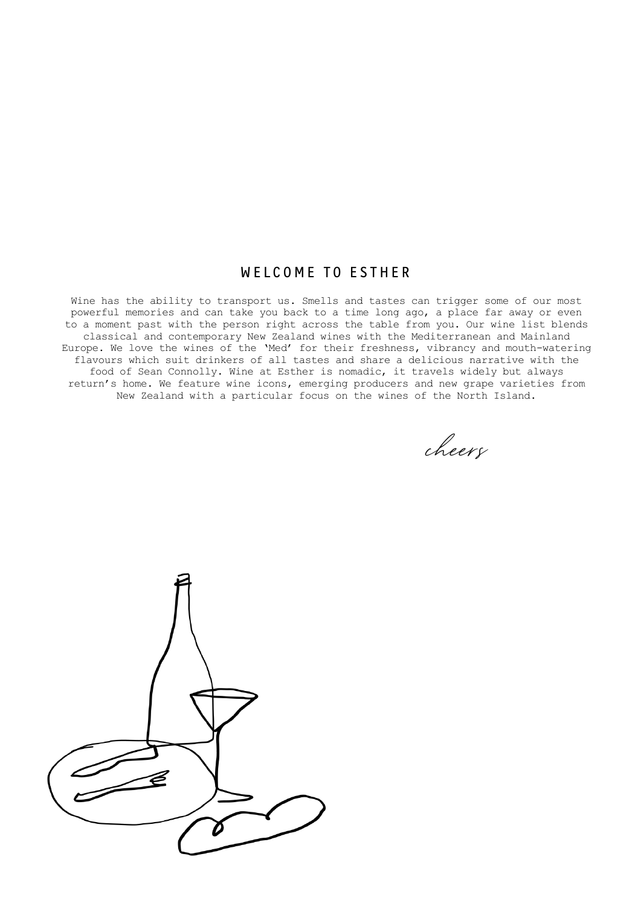# WELCOME TO ESTHER

Wine has the ability to transport us. Smells and tastes can trigger some of our most powerful memories and can take you back to a time long ago, a place far away or even to a moment past with the person right across the table from you. Our wine list blends classical and contemporary New Zealand wines with the Mediterranean and Mainland Europe. We love the wines of the 'Med' for their freshness, vibrancy and mouth-watering flavours which suit drinkers of all tastes and share a delicious narrative with the food of Sean Connolly. Wine at Esther is nomadic, it travels widely but always return's home. We feature wine icons, emerging producers and new grape varieties from New Zealand with a particular focus on the wines of the North Island.

*cheers*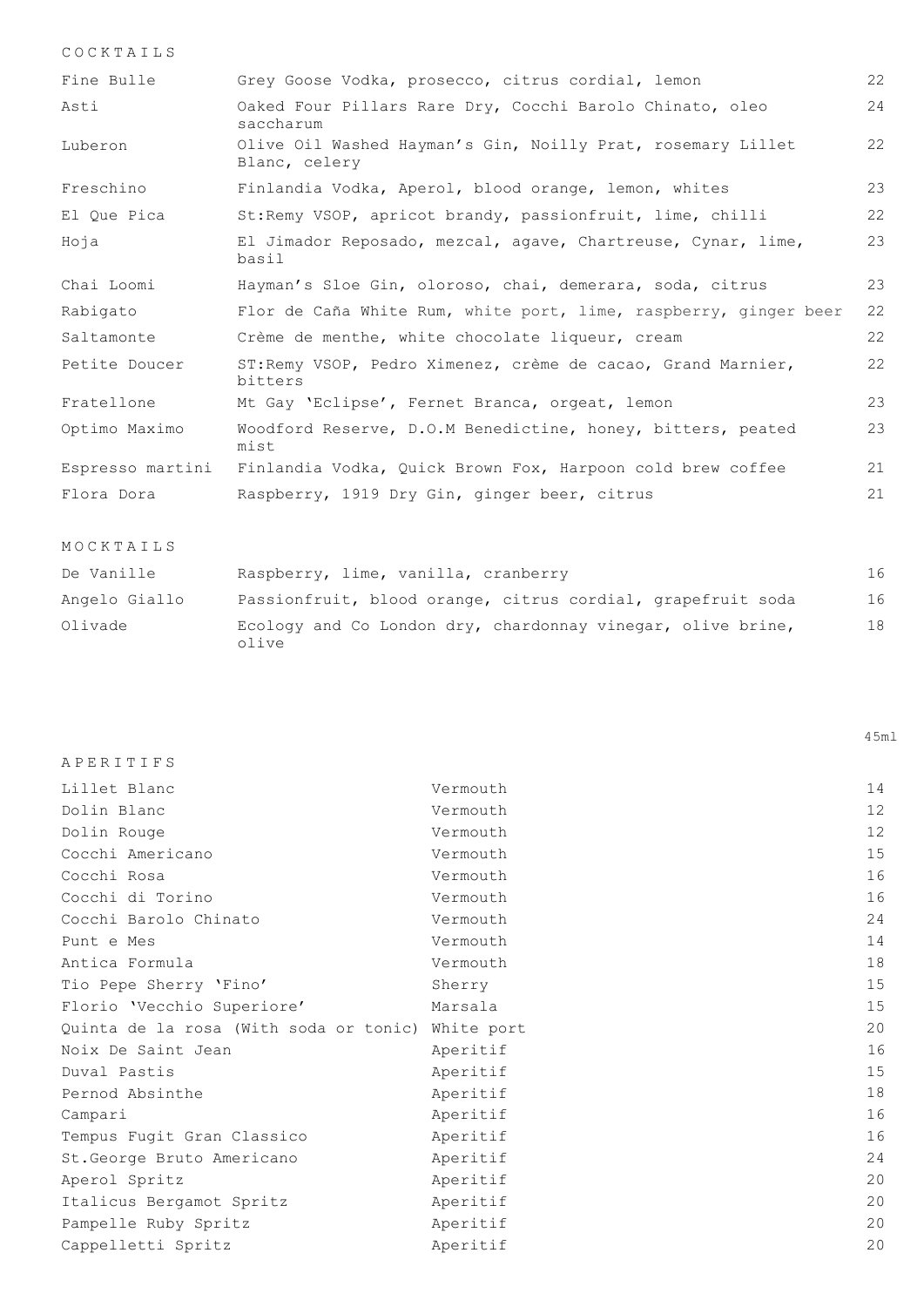## COCKTAILS

| | | |
|---|---|---|
| Fine Bulle | Grey Goose Vodka, prosecco, citrus cordial, lemon | 22 |
| Asti | Oaked Four Pillars Rare Dry, Cocchi Barolo Chinato, oleo saccharum | 24 |
| Luberon | Olive Oil Washed Hayman's Gin, Noilly Prat, rosemary Lillet Blanc, celery | 22 |
| Freschino | Finlandia Vodka, Aperol, blood orange, lemon, whites | 23 |
| El Que Pica | St:Remy VSOP, apricot brandy, passionfruit, lime, chilli | 22 |
| Hoja | El Jimador Reposado, mezcal, agave, Chartreuse, Cynar, lime, basil | 23 |
| Chai Loomi | Hayman's Sloe Gin, oloroso, chai, demerara, soda, citrus | 23 |
| Rabigato | Flor de Caña White Rum, white port, lime, raspberry, ginger beer | 22 |
| Saltamonte | Crème de menthe, white chocolate liqueur, cream | 22 |
| Petite Doucer | ST:Remy VSOP, Pedro Ximenez, crème de cacao, Grand Marnier, bitters | 22 |
| Fratellone | Mt Gay 'Eclipse', Fernet Branca, orgeat, lemon | 23 |
| Optimo Maximo | Woodford Reserve, D.O.M Benedictine, honey, bitters, peated mist | 23 |
| Espresso martini | Finlandia Vodka, Quick Brown Fox, Harpoon cold brew coffee | 21 |
| Flora Dora | Raspberry, 1919 Dry Gin, ginger beer, citrus | 21 |

## MOCKTAILS

| | | |
|---|---|---|
| De Vanille | Raspberry, lime, vanilla, cranberry | 16 |
| Angelo Giallo | Passionfruit, blood orange, citrus cordial, grapefruit soda | 16 |
| Olivade | Ecology and Co London dry, chardonnay vinegar, olive brine, olive | 18 |

## APERITIFS

| | | 45ml |
|---|---|---|
| Lillet Blanc | Vermouth | 14 |
| Dolin Blanc | Vermouth | 12 |
| Dolin Rouge | Vermouth | 12 |
| Cocchi Americano | Vermouth | 15 |
| Cocchi Rosa | Vermouth | 16 |
| Cocchi di Torino | Vermouth | 16 |
| Cocchi Barolo Chinato | Vermouth | 24 |
| Punt e Mes | Vermouth | 14 |
| Antica Formula | Vermouth | 18 |
| Tio Pepe Sherry 'Fino' | Sherry | 15 |
| Florio 'Vecchio Superiore' | Marsala | 15 |
| Quinta de la rosa (With soda or tonic) | White port | 20 |
| Noix De Saint Jean | Aperitif | 16 |
| Duval Pastis | Aperitif | 15 |
| Pernod Absinthe | Aperitif | 18 |
| Campari | Aperitif | 16 |
| Tempus Fugit Gran Classico | Aperitif | 16 |
| St.George Bruto Americano | Aperitif | 24 |
| Aperol Spritz | Aperitif | 20 |
| Italicus Bergamot Spritz | Aperitif | 20 |
| Pampelle Ruby Spritz | Aperitif | 20 |
| Cappelletti Spritz | Aperitif | 20 |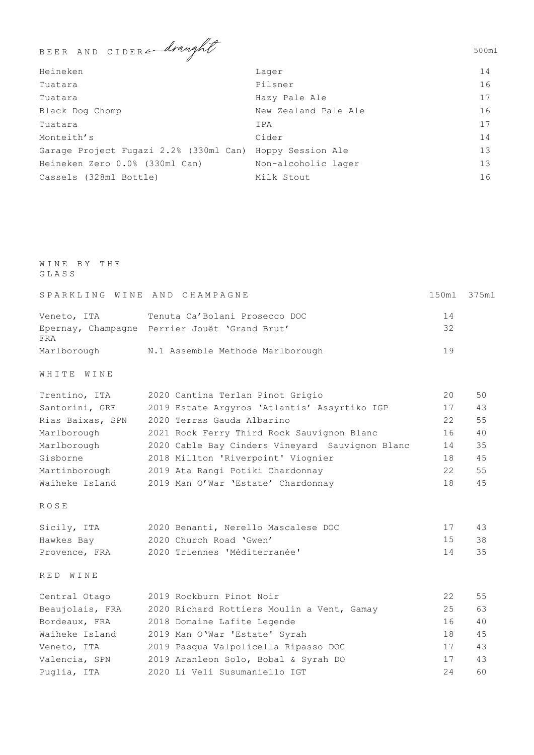## BEER AND CIDER – *draught*

| | | 500ml |
|---|---|---|
| Heineken | Lager | 14 |
| Tuatara | Pilsner | 16 |
| Tuatara | Hazy Pale Ale | 17 |
| Black Dog Chomp | New Zealand Pale Ale | 16 |
| Tuatara | IPA | 17 |
| Monteith's | Cider | 14 |
| Garage Project Fugazi 2.2% (330ml Can) | Hoppy Session Ale | 13 |
| Heineken Zero 0.0% (330ml Can) | Non-alcoholic lager | 13 |
| Cassels (328ml Bottle) | Milk Stout | 16 |

## WINE BY THE GLASS

### SPARKLING WINE AND CHAMPAGNE

| | | 150ml | 375ml |
|---|---|---|---|
| Veneto, ITA | Tenuta Ca'Bolani Prosecco DOC | 14 | |
| Epernay, Champagne FRA | Perrier Jouët 'Grand Brut' | 32 | |
| Marlborough | N.1 Assemble Methode Marlborough | 19 | |

### WHITE WINE

| | | 150ml | 375ml |
|---|---|---|---|
| Trentino, ITA | 2020 Cantina Terlan Pinot Grigio | 20 | 50 |
| Santorini, GRE | 2019 Estate Argyros 'Atlantis' Assyrtiko IGP | 17 | 43 |
| Rias Baixas, SPN | 2020 Terras Gauda Albarino | 22 | 55 |
| Marlborough | 2021 Rock Ferry Third Rock Sauvignon Blanc | 16 | 40 |
| Marlborough | 2020 Cable Bay Cinders Vineyard Sauvignon Blanc | 14 | 35 |
| Gisborne | 2018 Millton 'Riverpoint' Viognier | 18 | 45 |
| Martinborough | 2019 Ata Rangi Potiki Chardonnay | 22 | 55 |
| Waiheke Island | 2019 Man O'War 'Estate' Chardonnay | 18 | 45 |

### ROSE

| | | 150ml | 375ml |
|---|---|---|---|
| Sicily, ITA | 2020 Benanti, Nerello Mascalese DOC | 17 | 43 |
| Hawkes Bay | 2020 Church Road 'Gwen' | 15 | 38 |
| Provence, FRA | 2020 Triennes 'Méditerranée' | 14 | 35 |

### RED WINE

| | | 150ml | 375ml |
|---|---|---|---|
| Central Otago | 2019 Rockburn Pinot Noir | 22 | 55 |
| Beaujolais, FRA | 2020 Richard Rottiers Moulin a Vent, Gamay | 25 | 63 |
| Bordeaux, FRA | 2018 Domaine Lafite Legende | 16 | 40 |
| Waiheke Island | 2019 Man O'War 'Estate' Syrah | 18 | 45 |
| Veneto, ITA | 2019 Pasqua Valpolicella Ripasso DOC | 17 | 43 |
| Valencia, SPN | 2019 Aranleon Solo, Bobal & Syrah DO | 17 | 43 |
| Puglia, ITA | 2020 Li Veli Susumaniello IGT | 24 | 60 |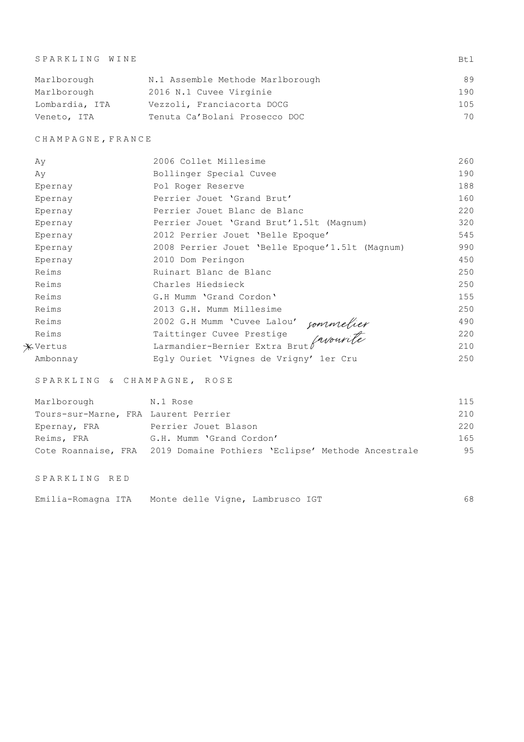## SPARKLING WINE

| | | Btl |
|---|---|---|
| Marlborough | N.1 Assemble Methode Marlborough | 89 |
| Marlborough | 2016 N.1 Cuvee Virginie | 190 |
| Lombardia, ITA | Vezzoli, Franciacorta DOCG | 105 |
| Veneto, ITA | Tenuta Ca'Bolani Prosecco DOC | 70 |

## CHAMPAGNE, FRANCE

| | | |
|---|---|---|
| Ay | 2006 Collet Millesime | 260 |
| Ay | Bollinger Special Cuvee | 190 |
| Epernay | Pol Roger Reserve | 188 |
| Epernay | Perrier Jouet 'Grand Brut' | 160 |
| Epernay | Perrier Jouet Blanc de Blanc | 220 |
| Epernay | Perrier Jouet 'Grand Brut'1.5lt (Magnum) | 320 |
| Epernay | 2012 Perrier Jouet 'Belle Epoque' | 545 |
| Epernay | 2008 Perrier Jouet 'Belle Epoque'1.5lt (Magnum) | 990 |
| Epernay | 2010 Dom Peringon | 450 |
| Reims | Ruinart Blanc de Blanc | 250 |
| Reims | Charles Hiedsieck | 250 |
| Reims | G.H Mumm 'Grand Cordon' | 155 |
| Reims | 2013 G.H. Mumm Millesime | 250 |
| Reims | 2002 G.H Mumm 'Cuvee Lalou' | 490 |
| Reims | Taittinger Cuvee Prestige | 220 |
| * Vertus | Larmandier-Bernier Extra Brut *sommelier favourite* | 210 |
| Ambonnay | Egly Ouriet 'Vignes de Vrigny' 1er Cru | 250 |

## SPARKLING & CHAMPAGNE, ROSE

| | | |
|---|---|---|
| Marlborough | N.1 Rose | 115 |
| Tours-sur-Marne, FRA | Laurent Perrier | 210 |
| Epernay, FRA | Perrier Jouet Blason | 220 |
| Reims, FRA | G.H. Mumm 'Grand Cordon' | 165 |
| Cote Roannaise, FRA | 2019 Domaine Pothiers 'Eclipse' Methode Ancestrale | 95 |

## SPARKLING RED

| | | |
|---|---|---|
| Emilia-Romagna ITA | Monte delle Vigne, Lambrusco IGT | 68 |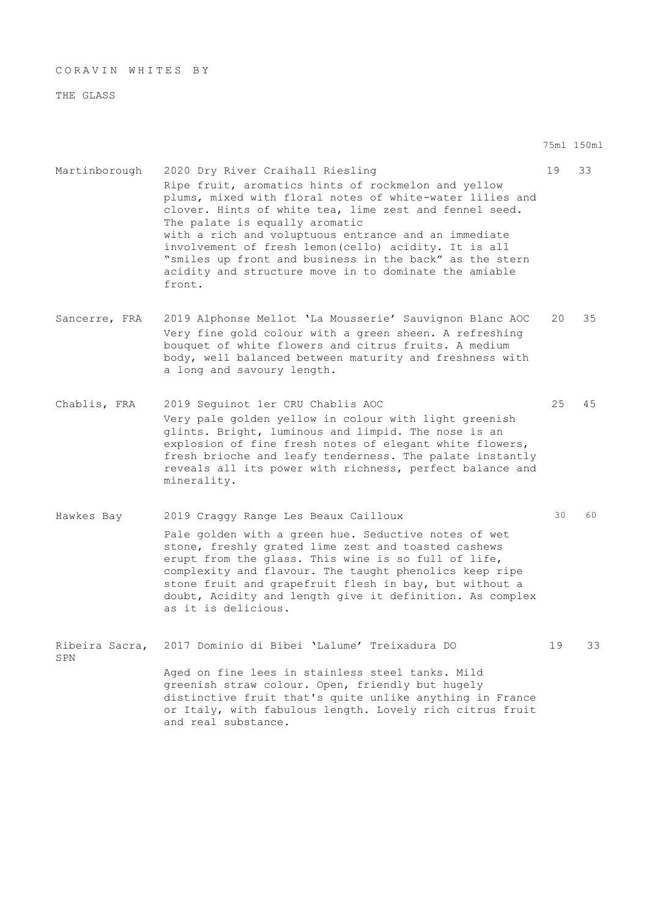# CORAVIN WHITES BY THE GLASS

| Region | Wine | 75ml | 150ml |
| --- | --- | --- | --- |
| Martinborough | 2020 Dry River Craihall Riesling<br>Ripe fruit, aromatics hints of rockmelon and yellow plums, mixed with floral notes of white-water lilies and clover. Hints of white tea, lime zest and fennel seed. The palate is equally aromatic with a rich and voluptuous entrance and an immediate involvement of fresh lemon(cello) acidity. It is all "smiles up front and business in the back" as the stern acidity and structure move in to dominate the amiable front. | 19 | 33 |
| Sancerre, FRA | 2019 Alphonse Mellot 'La Mousserie' Sauvignon Blanc AOC<br>Very fine gold colour with a green sheen. A refreshing bouquet of white flowers and citrus fruits. A medium body, well balanced between maturity and freshness with a long and savoury length. | 20 | 35 |
| Chablis, FRA | 2019 Seguinot 1er CRU Chablis AOC<br>Very pale golden yellow in colour with light greenish glints. Bright, luminous and limpid. The nose is an explosion of fine fresh notes of elegant white flowers, fresh brioche and leafy tenderness. The palate instantly reveals all its power with richness, perfect balance and minerality. | 25 | 45 |
| Hawkes Bay | 2019 Craggy Range Les Beaux Cailloux<br>Pale golden with a green hue. Seductive notes of wet stone, freshly grated lime zest and toasted cashews erupt from the glass. This wine is so full of life, complexity and flavour. The taught phenolics keep ripe stone fruit and grapefruit flesh in bay, but without a doubt, Acidity and length give it definition. As complex as it is delicious. | 30 | 60 |
| Ribeira Sacra, SPN | 2017 Dominio di Bibei 'Lalume' Treixadura DO<br>Aged on fine lees in stainless steel tanks. Mild greenish straw colour. Open, friendly but hugely distinctive fruit that's quite unlike anything in France or Italy, with fabulous length. Lovely rich citrus fruit and real substance. | 19 | 33 |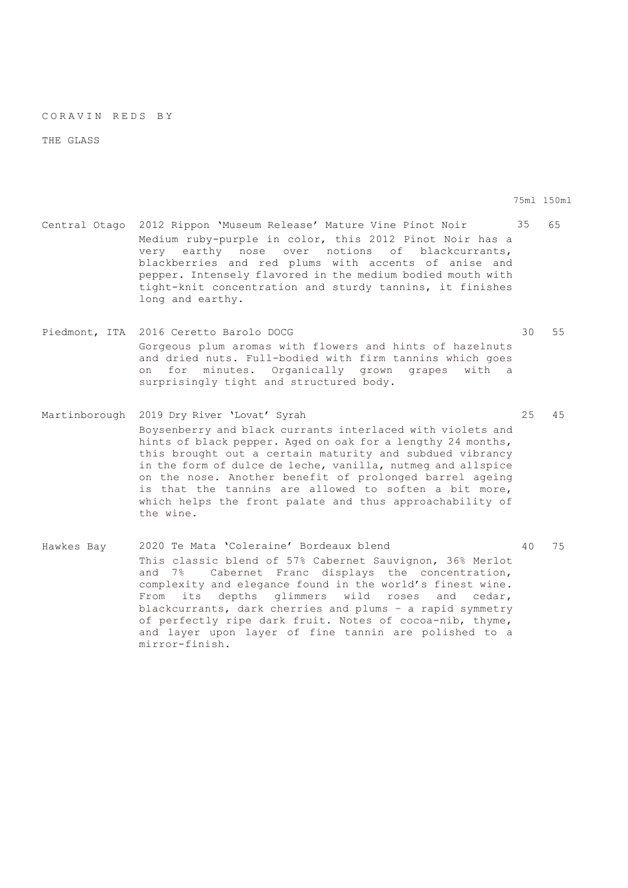# CORAVIN REDS BY THE GLASS

| | | 75ml | 150ml |
|---|---|---|---|
| Central Otago | 2012 Rippon 'Museum Release' Mature Vine Pinot Noir<br>Medium ruby-purple in color, this 2012 Pinot Noir has a very earthy nose over notions of blackcurrants, blackberries and red plums with accents of anise and pepper. Intensely flavored in the medium bodied mouth with tight-knit concentration and sturdy tannins, it finishes long and earthy. | 35 | 65 |
| Piedmont, ITA | 2016 Ceretto Barolo DOCG<br>Gorgeous plum aromas with flowers and hints of hazelnuts and dried nuts. Full-bodied with firm tannins which goes on for minutes. Organically grown grapes with a surprisingly tight and structured body. | 30 | 55 |
| Martinborough | 2019 Dry River 'Lovat' Syrah<br>Boysenberry and black currants interlaced with violets and hints of black pepper. Aged on oak for a lengthy 24 months, this brought out a certain maturity and subdued vibrancy in the form of dulce de leche, vanilla, nutmeg and allspice on the nose. Another benefit of prolonged barrel ageing is that the tannins are allowed to soften a bit more, which helps the front palate and thus approachability of the wine. | 25 | 45 |
| Hawkes Bay | 2020 Te Mata 'Coleraine' Bordeaux blend<br>This classic blend of 57% Cabernet Sauvignon, 36% Merlot and 7% Cabernet Franc displays the concentration, complexity and elegance found in the world's finest wine. From its depths glimmers wild roses and cedar, blackcurrants, dark cherries and plums - a rapid symmetry of perfectly ripe dark fruit. Notes of cocoa-nib, thyme, and layer upon layer of fine tannin are polished to a mirror-finish. | 40 | 75 |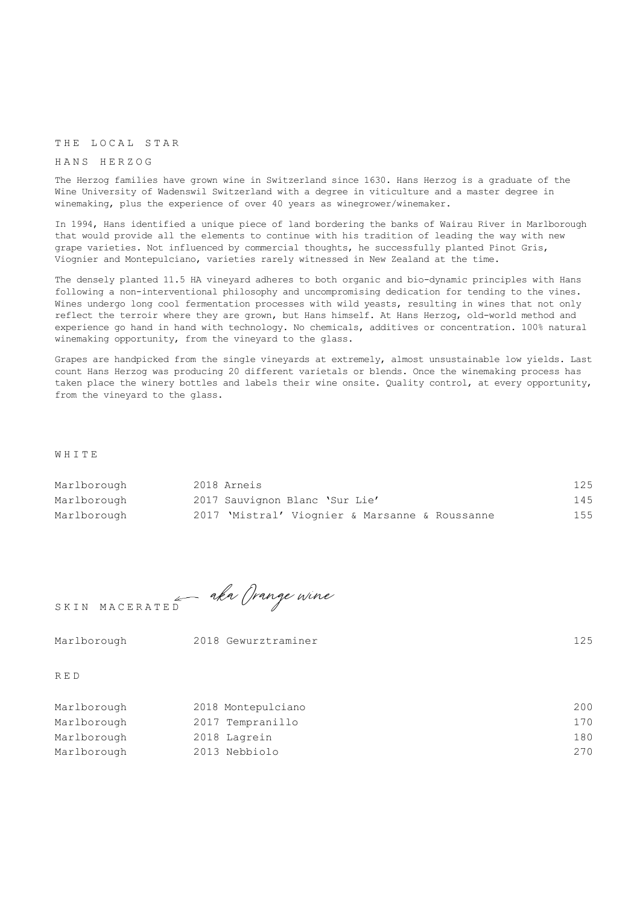## THE LOCAL STAR

### HANS HERZOG

The Herzog families have grown wine in Switzerland since 1630. Hans Herzog is a graduate of the Wine University of Wadenswil Switzerland with a degree in viticulture and a master degree in winemaking, plus the experience of over 40 years as winegrower/winemaker.

In 1994, Hans identified a unique piece of land bordering the banks of Wairau River in Marlborough that would provide all the elements to continue with his tradition of leading the way with new grape varieties. Not influenced by commercial thoughts, he successfully planted Pinot Gris, Viognier and Montepulciano, varieties rarely witnessed in New Zealand at the time.

The densely planted 11.5 HA vineyard adheres to both organic and bio-dynamic principles with Hans following a non-interventional philosophy and uncompromising dedication for tending to the vines. Wines undergo long cool fermentation processes with wild yeasts, resulting in wines that not only reflect the terroir where they are grown, but Hans himself. At Hans Herzog, old-world method and experience go hand in hand with technology. No chemicals, additives or concentration. 100% natural winemaking opportunity, from the vineyard to the glass.

Grapes are handpicked from the single vineyards at extremely, almost unsustainable low yields. Last count Hans Herzog was producing 20 different varietals or blends. Once the winemaking process has taken place the winery bottles and labels their wine onsite. Quality control, at every opportunity, from the vineyard to the glass.

### WHITE

| | | |
|---|---|---|
| Marlborough | 2018 Arneis | 125 |
| Marlborough | 2017 Sauvignon Blanc 'Sur Lie' | 145 |
| Marlborough | 2017 'Mistral' Viognier & Marsanne & Roussanne | 155 |

### SKIN MACERATED ← *aka Orange wine*

| | | |
|---|---|---|
| Marlborough | 2018 Gewurztraminer | 125 |

### RED

| | | |
|---|---|---|
| Marlborough | 2018 Montepulciano | 200 |
| Marlborough | 2017 Tempranillo | 170 |
| Marlborough | 2018 Lagrein | 180 |
| Marlborough | 2013 Nebbiolo | 270 |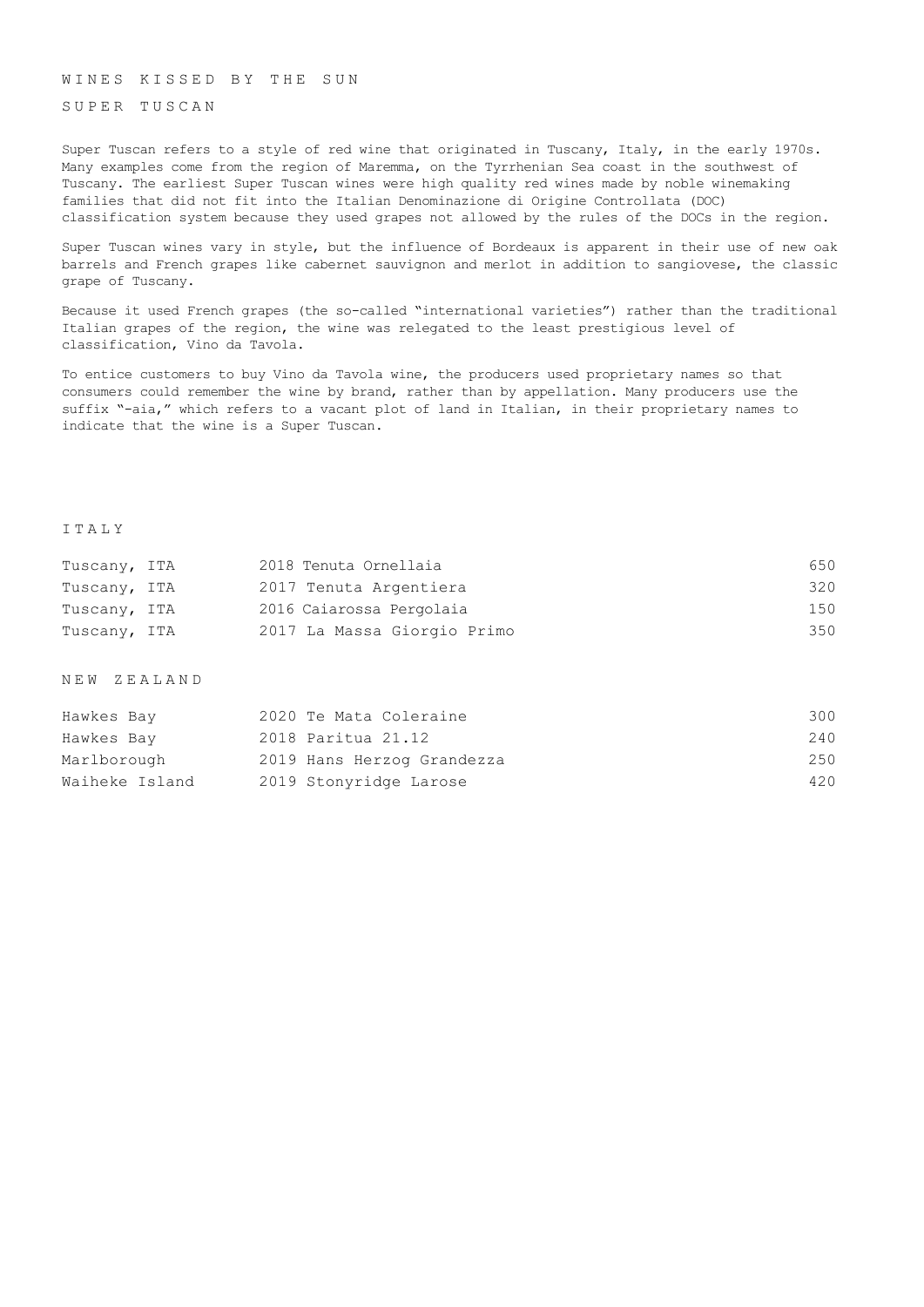# WINES KISSED BY THE SUN

## SUPER TUSCAN

Super Tuscan refers to a style of red wine that originated in Tuscany, Italy, in the early 1970s. Many examples come from the region of Maremma, on the Tyrrhenian Sea coast in the southwest of Tuscany. The earliest Super Tuscan wines were high quality red wines made by noble winemaking families that did not fit into the Italian Denominazione di Origine Controllata (DOC) classification system because they used grapes not allowed by the rules of the DOCs in the region.

Super Tuscan wines vary in style, but the influence of Bordeaux is apparent in their use of new oak barrels and French grapes like cabernet sauvignon and merlot in addition to sangiovese, the classic grape of Tuscany.

Because it used French grapes (the so-called "international varieties") rather than the traditional Italian grapes of the region, the wine was relegated to the least prestigious level of classification, Vino da Tavola.

To entice customers to buy Vino da Tavola wine, the producers used proprietary names so that consumers could remember the wine by brand, rather than by appellation. Many producers use the suffix "-aia," which refers to a vacant plot of land in Italian, in their proprietary names to indicate that the wine is a Super Tuscan.

### ITALY

| | | |
|---|---|---|
| Tuscany, ITA | 2018 Tenuta Ornellaia | 650 |
| Tuscany, ITA | 2017 Tenuta Argentiera | 320 |
| Tuscany, ITA | 2016 Caiarossa Pergolaia | 150 |
| Tuscany, ITA | 2017 La Massa Giorgio Primo | 350 |

### NEW ZEALAND

| | | |
|---|---|---|
| Hawkes Bay | 2020 Te Mata Coleraine | 300 |
| Hawkes Bay | 2018 Paritua 21.12 | 240 |
| Marlborough | 2019 Hans Herzog Grandezza | 250 |
| Waiheke Island | 2019 Stonyridge Larose | 420 |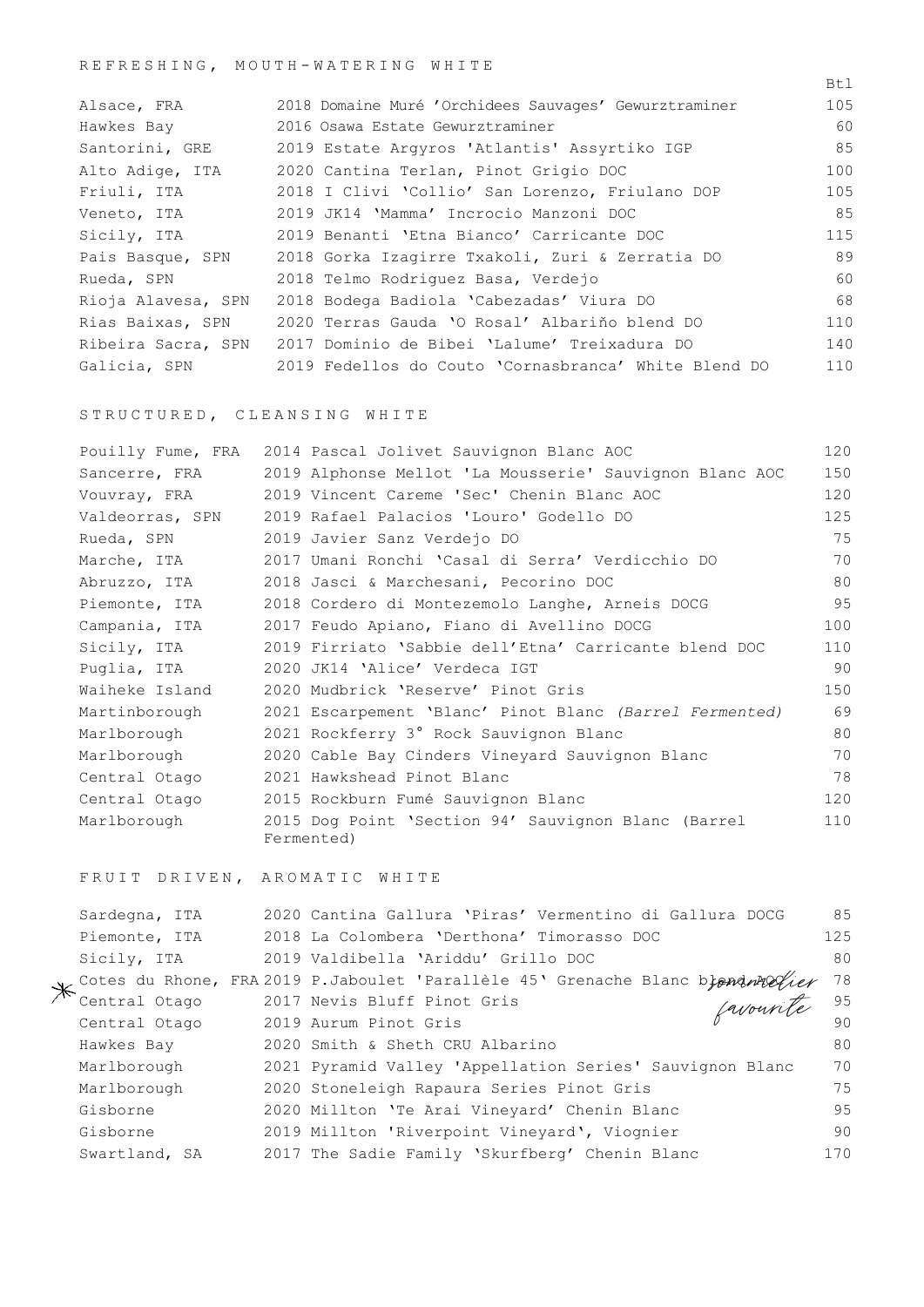## REFRESHING, MOUTH-WATERING WHITE

| | | Btl |
|---|---|---|
| Alsace, FRA | 2018 Domaine Muré 'Orchidees Sauvages' Gewurztraminer | 105 |
| Hawkes Bay | 2016 Osawa Estate Gewurztraminer | 60 |
| Santorini, GRE | 2019 Estate Argyros 'Atlantis' Assyrtiko IGP | 85 |
| Alto Adige, ITA | 2020 Cantina Terlan, Pinot Grigio DOC | 100 |
| Friuli, ITA | 2018 I Clivi 'Collio' San Lorenzo, Friulano DOP | 105 |
| Veneto, ITA | 2019 JK14 'Mamma' Incrocio Manzoni DOC | 85 |
| Sicily, ITA | 2019 Benanti 'Etna Bianco' Carricante DOC | 115 |
| Pais Basque, SPN | 2018 Gorka Izagirre Txakoli, Zuri & Zerratia DO | 89 |
| Rueda, SPN | 2018 Telmo Rodriguez Basa, Verdejo | 60 |
| Rioja Alavesa, SPN | 2018 Bodega Badiola 'Cabezadas' Viura DO | 68 |
| Rias Baixas, SPN | 2020 Terras Gauda 'O Rosal' Albariño blend DO | 110 |
| Ribeira Sacra, SPN | 2017 Dominio de Bibei 'Lalume' Treixadura DO | 140 |
| Galicia, SPN | 2019 Fedellos do Couto 'Cornasbranca' White Blend DO | 110 |

## STRUCTURED, CLEANSING WHITE

| | | |
|---|---|---|
| Pouilly Fume, FRA | 2014 Pascal Jolivet Sauvignon Blanc AOC | 120 |
| Sancerre, FRA | 2019 Alphonse Mellot 'La Mousserie' Sauvignon Blanc AOC | 150 |
| Vouvray, FRA | 2019 Vincent Careme 'Sec' Chenin Blanc AOC | 120 |
| Valdeorras, SPN | 2019 Rafael Palacios 'Louro' Godello DO | 125 |
| Rueda, SPN | 2019 Javier Sanz Verdejo DO | 75 |
| Marche, ITA | 2017 Umani Ronchi 'Casal di Serra' Verdicchio DO | 70 |
| Abruzzo, ITA | 2018 Jasci & Marchesani, Pecorino DOC | 80 |
| Piemonte, ITA | 2018 Cordero di Montezemolo Langhe, Arneis DOCG | 95 |
| Campania, ITA | 2017 Feudo Apiano, Fiano di Avellino DOCG | 100 |
| Sicily, ITA | 2019 Firriato 'Sabbie dell'Etna' Carricante blend DOC | 110 |
| Puglia, ITA | 2020 JK14 'Alice' Verdeca IGT | 90 |
| Waiheke Island | 2020 Mudbrick 'Reserve' Pinot Gris | 150 |
| Martinborough | 2021 Escarpement 'Blanc' Pinot Blanc *(Barrel Fermented)* | 69 |
| Marlborough | 2021 Rockferry 3° Rock Sauvignon Blanc | 80 |
| Marlborough | 2020 Cable Bay Cinders Vineyard Sauvignon Blanc | 70 |
| Central Otago | 2021 Hawkshead Pinot Blanc | 78 |
| Central Otago | 2015 Rockburn Fumé Sauvignon Blanc | 120 |
| Marlborough | 2015 Dog Point 'Section 94' Sauvignon Blanc (Barrel Fermented) | 110 |

## FRUIT DRIVEN, AROMATIC WHITE

| | | |
|---|---|---|
| Sardegna, ITA | 2020 Cantina Gallura 'Piras' Vermentino di Gallura DOCG | 85 |
| Piemonte, ITA | 2018 La Colombera 'Derthona' Timorasso DOC | 125 |
| Sicily, ITA | 2019 Valdibella 'Ariddu' Grillo DOC | 80 |
| * Cotes du Rhone, FRA | 2019 P.Jaboulet 'Parallèle 45' Grenache Blanc blend AOC *sommelier favourite* | 78 |
| Central Otago | 2017 Nevis Bluff Pinot Gris | 95 |
| Central Otago | 2019 Aurum Pinot Gris | 90 |
| Hawkes Bay | 2020 Smith & Sheth CRU Albarino | 80 |
| Marlborough | 2021 Pyramid Valley 'Appellation Series' Sauvignon Blanc | 70 |
| Marlborough | 2020 Stoneleigh Rapaura Series Pinot Gris | 75 |
| Gisborne | 2020 Millton 'Te Arai Vineyard' Chenin Blanc | 95 |
| Gisborne | 2019 Millton 'Riverpoint Vineyard', Viognier | 90 |
| Swartland, SA | 2017 The Sadie Family 'Skurfberg' Chenin Blanc | 170 |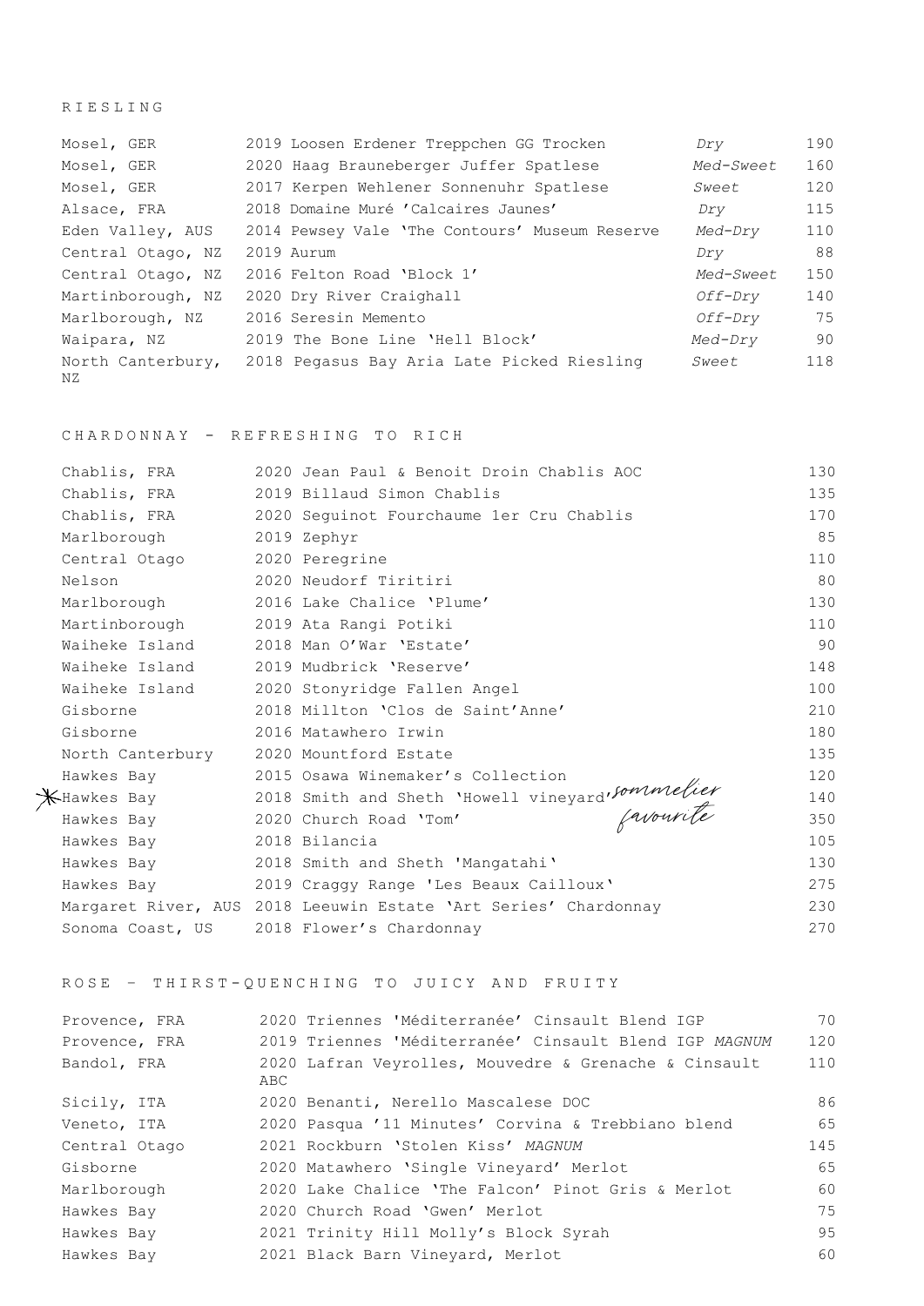## RIESLING

| Region | Wine | Style | Price |
|---|---|---|---|
| Mosel, GER | 2019 Loosen Erdener Treppchen GG Trocken | *Dry* | 190 |
| Mosel, GER | 2020 Haag Brauneberger Juffer Spatlese | *Med-Sweet* | 160 |
| Mosel, GER | 2017 Kerpen Wehlener Sonnenuhr Spatlese | *Sweet* | 120 |
| Alsace, FRA | 2018 Domaine Muré 'Calcaires Jaunes' | *Dry* | 115 |
| Eden Valley, AUS | 2014 Pewsey Vale 'The Contours' Museum Reserve | *Med-Dry* | 110 |
| Central Otago, NZ | 2019 Aurum | *Dry* | 88 |
| Central Otago, NZ | 2016 Felton Road 'Block 1' | *Med-Sweet* | 150 |
| Martinborough, NZ | 2020 Dry River Craighall | *Off-Dry* | 140 |
| Marlborough, NZ | 2016 Seresin Memento | *Off-Dry* | 75 |
| Waipara, NZ | 2019 The Bone Line 'Hell Block' | *Med-Dry* | 90 |
| North Canterbury, NZ | 2018 Pegasus Bay Aria Late Picked Riesling | *Sweet* | 118 |

## CHARDONNAY - REFRESHING TO RICH

| Region | Wine | Price |
|---|---|---|
| Chablis, FRA | 2020 Jean Paul & Benoit Droin Chablis AOC | 130 |
| Chablis, FRA | 2019 Billaud Simon Chablis | 135 |
| Chablis, FRA | 2020 Seguinot Fourchaume 1er Cru Chablis | 170 |
| Marlborough | 2019 Zephyr | 85 |
| Central Otago | 2020 Peregrine | 110 |
| Nelson | 2020 Neudorf Tiritiri | 80 |
| Marlborough | 2016 Lake Chalice 'Plume' | 130 |
| Martinborough | 2019 Ata Rangi Potiki | 110 |
| Waiheke Island | 2018 Man O'War 'Estate' | 90 |
| Waiheke Island | 2019 Mudbrick 'Reserve' | 148 |
| Waiheke Island | 2020 Stonyridge Fallen Angel | 100 |
| Gisborne | 2018 Millton 'Clos de Saint'Anne' | 210 |
| Gisborne | 2016 Matawhero Irwin | 180 |
| North Canterbury | 2020 Mountford Estate | 135 |
| Hawkes Bay | 2015 Osawa Winemaker's Collection | 120 |
| * Hawkes Bay | 2018 Smith and Sheth 'Howell vineyard' *sommelier favourite* | 140 |
| Hawkes Bay | 2020 Church Road 'Tom' | 350 |
| Hawkes Bay | 2018 Bilancia | 105 |
| Hawkes Bay | 2018 Smith and Sheth 'Mangatahi' | 130 |
| Hawkes Bay | 2019 Craggy Range 'Les Beaux Cailloux' | 275 |
| Margaret River, AUS | 2018 Leeuwin Estate 'Art Series' Chardonnay | 230 |
| Sonoma Coast, US | 2018 Flower's Chardonnay | 270 |

## ROSE – THIRST-QUENCHING TO JUICY AND FRUITY

| Region | Wine | Price |
|---|---|---|
| Provence, FRA | 2020 Triennes 'Méditerranée' Cinsault Blend IGP | 70 |
| Provence, FRA | 2019 Triennes 'Méditerranée' Cinsault Blend IGP *MAGNUM* | 120 |
| Bandol, FRA | 2020 Lafran Veyrolles, Mouvedre & Grenache & Cinsault ABC | 110 |
| Sicily, ITA | 2020 Benanti, Nerello Mascalese DOC | 86 |
| Veneto, ITA | 2020 Pasqua '11 Minutes' Corvina & Trebbiano blend | 65 |
| Central Otago | 2021 Rockburn 'Stolen Kiss' *MAGNUM* | 145 |
| Gisborne | 2020 Matawhero 'Single Vineyard' Merlot | 65 |
| Marlborough | 2020 Lake Chalice 'The Falcon' Pinot Gris & Merlot | 60 |
| Hawkes Bay | 2020 Church Road 'Gwen' Merlot | 75 |
| Hawkes Bay | 2021 Trinity Hill Molly's Block Syrah | 95 |
| Hawkes Bay | 2021 Black Barn Vineyard, Merlot | 60 |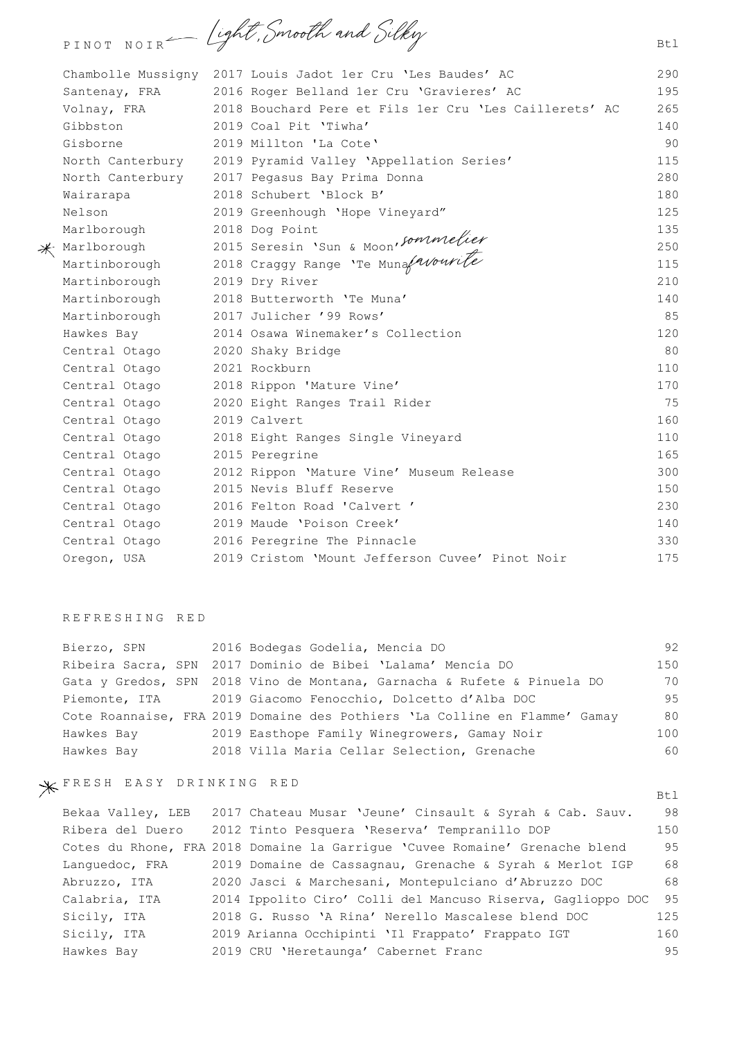## PINOT NOIR — *Light, Smooth and Silky*

| Region | Wine | Btl |
|---|---|---|
| Chambolle Mussigny | 2017 Louis Jadot 1er Cru 'Les Baudes' AC | 290 |
| Santenay, FRA | 2016 Roger Belland 1er Cru 'Gravieres' AC | 195 |
| Volnay, FRA | 2018 Bouchard Pere et Fils 1er Cru 'Les Caillerets' AC | 265 |
| Gibbston | 2019 Coal Pit 'Tiwha' | 140 |
| Gisborne | 2019 Millton 'La Cote' | 90 |
| North Canterbury | 2019 Pyramid Valley 'Appellation Series' | 115 |
| North Canterbury | 2017 Pegasus Bay Prima Donna | 280 |
| Wairarapa | 2018 Schubert 'Block B' | 180 |
| Nelson | 2019 Greenhough 'Hope Vineyard" | 125 |
| Marlborough | 2018 Dog Point | 135 |
| * Marlborough | 2015 Seresin 'Sun & Moon' *sommelier favourite* | 250 |
| Martinborough | 2018 Craggy Range 'Te Muna' | 115 |
| Martinborough | 2019 Dry River | 210 |
| Martinborough | 2018 Butterworth 'Te Muna' | 140 |
| Martinborough | 2017 Julicher '99 Rows' | 85 |
| Hawkes Bay | 2014 Osawa Winemaker's Collection | 120 |
| Central Otago | 2020 Shaky Bridge | 80 |
| Central Otago | 2021 Rockburn | 110 |
| Central Otago | 2018 Rippon 'Mature Vine' | 170 |
| Central Otago | 2020 Eight Ranges Trail Rider | 75 |
| Central Otago | 2019 Calvert | 160 |
| Central Otago | 2018 Eight Ranges Single Vineyard | 110 |
| Central Otago | 2015 Peregrine | 165 |
| Central Otago | 2012 Rippon 'Mature Vine' Museum Release | 300 |
| Central Otago | 2015 Nevis Bluff Reserve | 150 |
| Central Otago | 2016 Felton Road 'Calvert ' | 230 |
| Central Otago | 2019 Maude 'Poison Creek' | 140 |
| Central Otago | 2016 Peregrine The Pinnacle | 330 |
| Oregon, USA | 2019 Cristom 'Mount Jefferson Cuvee' Pinot Noir | 175 |

## REFRESHING RED

| Region | Wine | Btl |
|---|---|---|
| Bierzo, SPN | 2016 Bodegas Godelia, Mencia DO | 92 |
| Ribeira Sacra, SPN | 2017 Dominio de Bibei 'Lalama' Mencía DO | 150 |
| Gata y Gredos, SPN | 2018 Vino de Montana, Garnacha & Rufete & Pinuela DO | 70 |
| Piemonte, ITA | 2019 Giacomo Fenocchio, Dolcetto d'Alba DOC | 95 |
| Cote Roannaise, FRA | 2019 Domaine des Pothiers 'La Colline en Flamme' Gamay | 80 |
| Hawkes Bay | 2019 Easthope Family Winegrowers, Gamay Noir | 100 |
| Hawkes Bay | 2018 Villa Maria Cellar Selection, Grenache | 60 |

## * FRESH EASY DRINKING RED

| Region | Wine | Btl |
|---|---|---|
| Bekaa Valley, LEB | 2017 Chateau Musar 'Jeune' Cinsault & Syrah & Cab. Sauv. | 98 |
| Ribera del Duero | 2012 Tinto Pesquera 'Reserva' Tempranillo DOP | 150 |
| Cotes du Rhone, FRA | 2018 Domaine la Garrigue 'Cuvee Romaine' Grenache blend | 95 |
| Languedoc, FRA | 2019 Domaine de Cassagnau, Grenache & Syrah & Merlot IGP | 68 |
| Abruzzo, ITA | 2020 Jasci & Marchesani, Montepulciano d'Abruzzo DOC | 68 |
| Calabria, ITA | 2014 Ippolito Ciro' Colli del Mancuso Riserva, Gaglioppo DOC | 95 |
| Sicily, ITA | 2018 G. Russo 'A Rina' Nerello Mascalese blend DOC | 125 |
| Sicily, ITA | 2019 Arianna Occhipinti 'Il Frappato' Frappato IGT | 160 |
| Hawkes Bay | 2019 CRU 'Heretaunga' Cabernet Franc | 95 |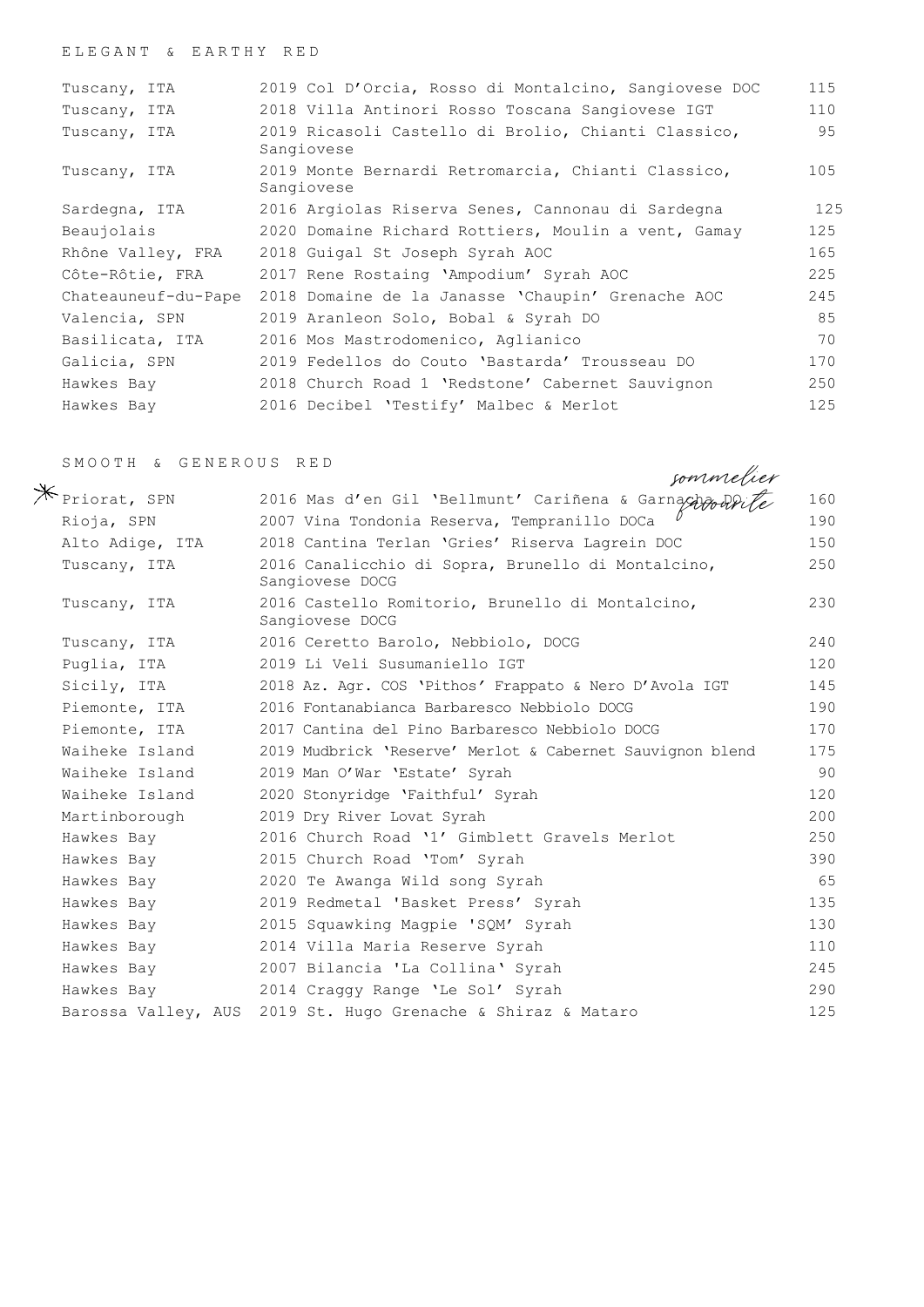## ELEGANT & EARTHY RED

| Region | Wine | Price |
|---|---|---|
| Tuscany, ITA | 2019 Col D'Orcia, Rosso di Montalcino, Sangiovese DOC | 115 |
| Tuscany, ITA | 2018 Villa Antinori Rosso Toscana Sangiovese IGT | 110 |
| Tuscany, ITA | 2019 Ricasoli Castello di Brolio, Chianti Classico, Sangiovese | 95 |
| Tuscany, ITA | 2019 Monte Bernardi Retromarcia, Chianti Classico, Sangiovese | 105 |
| Sardegna, ITA | 2016 Argiolas Riserva Senes, Cannonau di Sardegna | 125 |
| Beaujolais | 2020 Domaine Richard Rottiers, Moulin a vent, Gamay | 125 |
| Rhône Valley, FRA | 2018 Guigal St Joseph Syrah AOC | 165 |
| Côte-Rôtie, FRA | 2017 Rene Rostaing 'Ampodium' Syrah AOC | 225 |
| Chateauneuf-du-Pape | 2018 Domaine de la Janasse 'Chaupin' Grenache AOC | 245 |
| Valencia, SPN | 2019 Aranleon Solo, Bobal & Syrah DO | 85 |
| Basilicata, ITA | 2016 Mos Mastrodomenico, Aglianico | 70 |
| Galicia, SPN | 2019 Fedellos do Couto 'Bastarda' Trousseau DO | 170 |
| Hawkes Bay | 2018 Church Road 1 'Redstone' Cabernet Sauvignon | 250 |
| Hawkes Bay | 2016 Decibel 'Testify' Malbec & Merlot | 125 |

## SMOOTH & GENEROUS RED

| Region | Wine | Price |
|---|---|---|
| * Priorat, SPN | 2016 Mas d'en Gil 'Bellmunt' Cariñena & Garnacha DO *sommelier favourite* | 160 |
| Rioja, SPN | 2007 Vina Tondonia Reserva, Tempranillo DOCa | 190 |
| Alto Adige, ITA | 2018 Cantina Terlan 'Gries' Riserva Lagrein DOC | 150 |
| Tuscany, ITA | 2016 Canalicchio di Sopra, Brunello di Montalcino, Sangiovese DOCG | 250 |
| Tuscany, ITA | 2016 Castello Romitorio, Brunello di Montalcino, Sangiovese DOCG | 230 |
| Tuscany, ITA | 2016 Ceretto Barolo, Nebbiolo, DOCG | 240 |
| Puglia, ITA | 2019 Li Veli Susumaniello IGT | 120 |
| Sicily, ITA | 2018 Az. Agr. COS 'Pithos' Frappato & Nero D'Avola IGT | 145 |
| Piemonte, ITA | 2016 Fontanabianca Barbaresco Nebbiolo DOCG | 190 |
| Piemonte, ITA | 2017 Cantina del Pino Barbaresco Nebbiolo DOCG | 170 |
| Waiheke Island | 2019 Mudbrick 'Reserve' Merlot & Cabernet Sauvignon blend | 175 |
| Waiheke Island | 2019 Man O'War 'Estate' Syrah | 90 |
| Waiheke Island | 2020 Stonyridge 'Faithful' Syrah | 120 |
| Martinborough | 2019 Dry River Lovat Syrah | 200 |
| Hawkes Bay | 2016 Church Road '1' Gimblett Gravels Merlot | 250 |
| Hawkes Bay | 2015 Church Road 'Tom' Syrah | 390 |
| Hawkes Bay | 2020 Te Awanga Wild song Syrah | 65 |
| Hawkes Bay | 2019 Redmetal 'Basket Press' Syrah | 135 |
| Hawkes Bay | 2015 Squawking Magpie 'SQM' Syrah | 130 |
| Hawkes Bay | 2014 Villa Maria Reserve Syrah | 110 |
| Hawkes Bay | 2007 Bilancia 'La Collina' Syrah | 245 |
| Hawkes Bay | 2014 Craggy Range 'Le Sol' Syrah | 290 |
| Barossa Valley, AUS | 2019 St. Hugo Grenache & Shiraz & Mataro | 125 |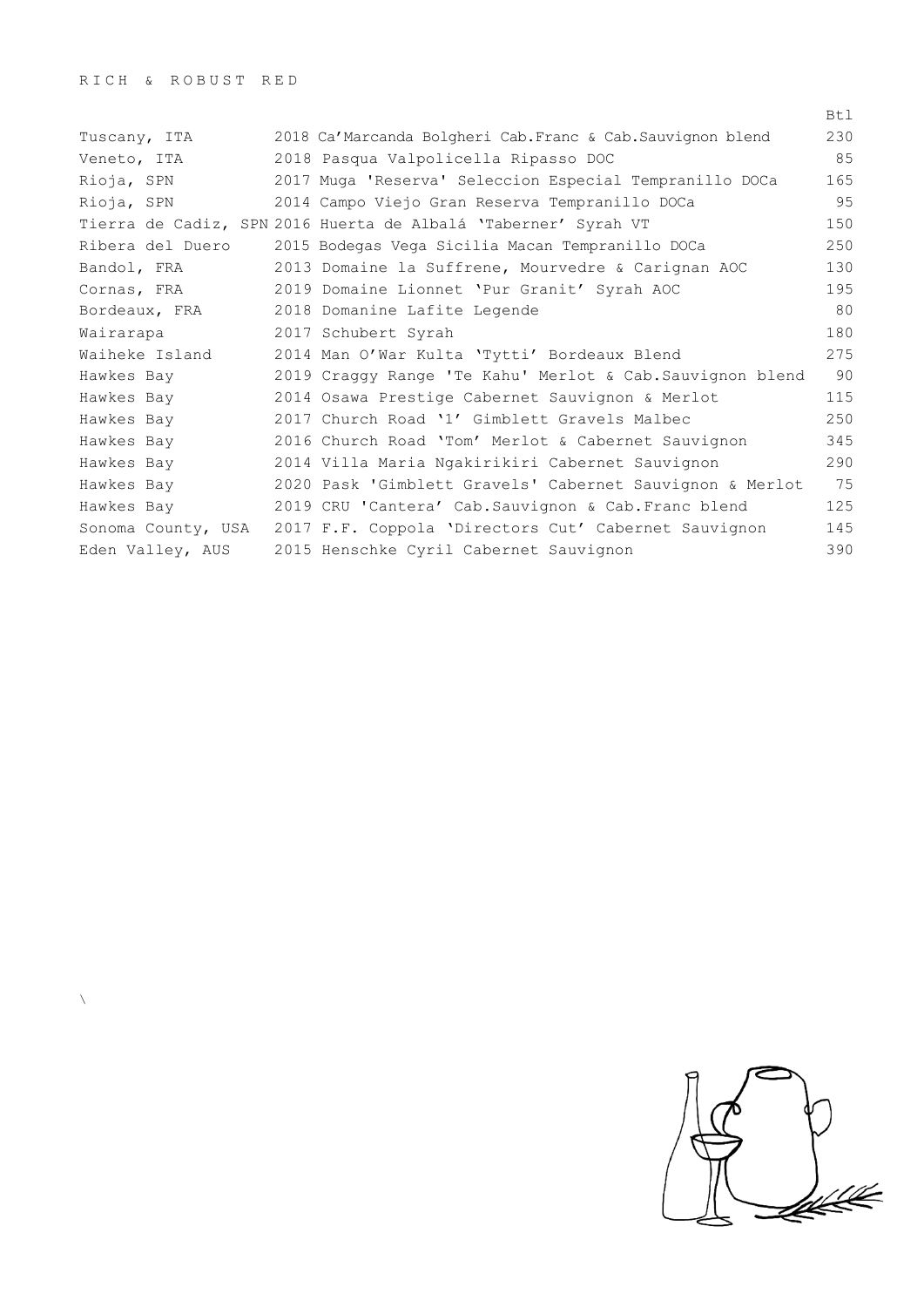## RICH & ROBUST RED

| Region | Wine | Btl |
|---|---|---|
| Tuscany, ITA | 2018 Ca'Marcanda Bolgheri Cab.Franc & Cab.Sauvignon blend | 230 |
| Veneto, ITA | 2018 Pasqua Valpolicella Ripasso DOC | 85 |
| Rioja, SPN | 2017 Muga 'Reserva' Seleccion Especial Tempranillo DOCa | 165 |
| Rioja, SPN | 2014 Campo Viejo Gran Reserva Tempranillo DOCa | 95 |
| Tierra de Cadiz, SPN | 2016 Huerta de Albalá 'Taberner' Syrah VT | 150 |
| Ribera del Duero | 2015 Bodegas Vega Sicilia Macan Tempranillo DOCa | 250 |
| Bandol, FRA | 2013 Domaine la Suffrene, Mourvedre & Carignan AOC | 130 |
| Cornas, FRA | 2019 Domaine Lionnet 'Pur Granit' Syrah AOC | 195 |
| Bordeaux, FRA | 2018 Domanine Lafite Legende | 80 |
| Wairarapa | 2017 Schubert Syrah | 180 |
| Waiheke Island | 2014 Man O'War Kulta 'Tytti' Bordeaux Blend | 275 |
| Hawkes Bay | 2019 Craggy Range 'Te Kahu' Merlot & Cab.Sauvignon blend | 90 |
| Hawkes Bay | 2014 Osawa Prestige Cabernet Sauvignon & Merlot | 115 |
| Hawkes Bay | 2017 Church Road '1' Gimblett Gravels Malbec | 250 |
| Hawkes Bay | 2016 Church Road 'Tom' Merlot & Cabernet Sauvignon | 345 |
| Hawkes Bay | 2014 Villa Maria Ngakirikiri Cabernet Sauvignon | 290 |
| Hawkes Bay | 2020 Pask 'Gimblett Gravels' Cabernet Sauvignon & Merlot | 75 |
| Hawkes Bay | 2019 CRU 'Cantera' Cab.Sauvignon & Cab.Franc blend | 125 |
| Sonoma County, USA | 2017 F.F. Coppola 'Directors Cut' Cabernet Sauvignon | 145 |
| Eden Valley, AUS | 2015 Henschke Cyril Cabernet Sauvignon | 390 |

\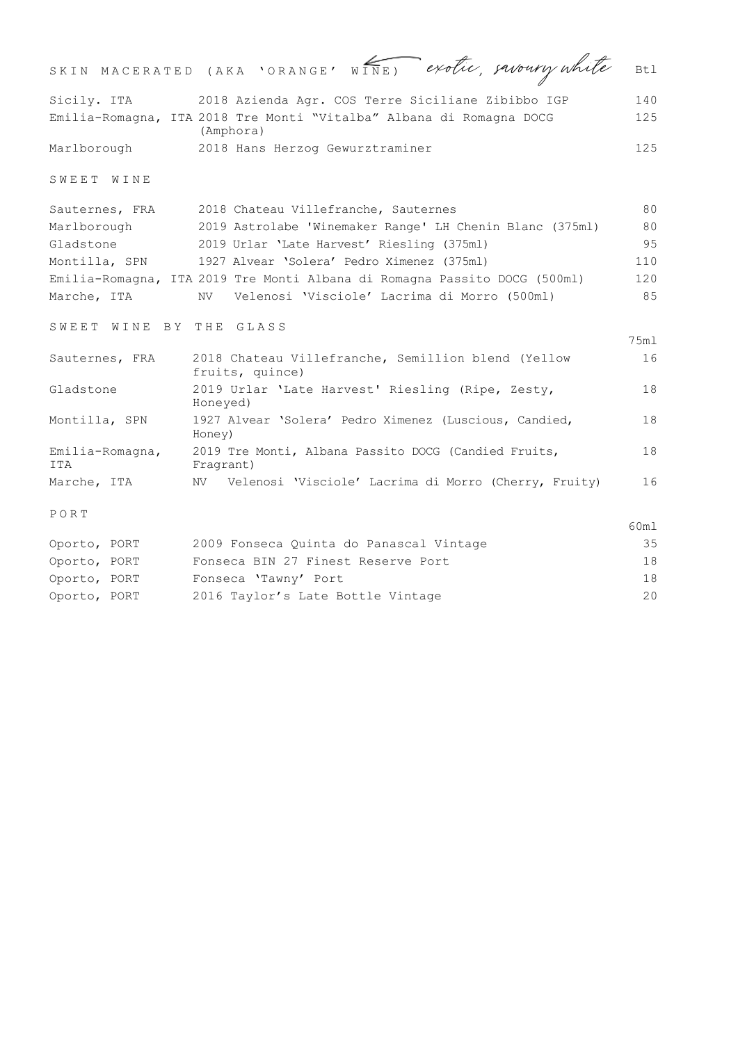## SKIN MACERATED (AKA 'ORANGE' WINE) ← *exotic, savoury white*

| | | Btl |
|---|---|---|
| Sicily. ITA | 2018 Azienda Agr. COS Terre Siciliane Zibibbo IGP | 140 |
| Emilia-Romagna, ITA | 2018 Tre Monti "Vitalba" Albana di Romagna DOCG (Amphora) | 125 |
| Marlborough | 2018 Hans Herzog Gewurztraminer | 125 |

## SWEET WINE

| | | |
|---|---|---|
| Sauternes, FRA | 2018 Chateau Villefranche, Sauternes | 80 |
| Marlborough | 2019 Astrolabe 'Winemaker Range' LH Chenin Blanc (375ml) | 80 |
| Gladstone | 2019 Urlar 'Late Harvest' Riesling (375ml) | 95 |
| Montilla, SPN | 1927 Alvear 'Solera' Pedro Ximenez (375ml) | 110 |
| Emilia-Romagna, ITA | 2019 Tre Monti Albana di Romagna Passito DOCG (500ml) | 120 |
| Marche, ITA | NV Velenosi 'Visciole' Lacrima di Morro (500ml) | 85 |

## SWEET WINE BY THE GLASS

| | | 75ml |
|---|---|---|
| Sauternes, FRA | 2018 Chateau Villefranche, Semillion blend (Yellow fruits, quince) | 16 |
| Gladstone | 2019 Urlar 'Late Harvest' Riesling (Ripe, Zesty, Honeyed) | 18 |
| Montilla, SPN | 1927 Alvear 'Solera' Pedro Ximenez (Luscious, Candied, Honey) | 18 |
| Emilia-Romagna, ITA | 2019 Tre Monti, Albana Passito DOCG (Candied Fruits, Fragrant) | 18 |
| Marche, ITA | NV Velenosi 'Visciole' Lacrima di Morro (Cherry, Fruity) | 16 |

## PORT

| | | 60ml |
|---|---|---|
| Oporto, PORT | 2009 Fonseca Quinta do Panascal Vintage | 35 |
| Oporto, PORT | Fonseca BIN 27 Finest Reserve Port | 18 |
| Oporto, PORT | Fonseca 'Tawny' Port | 18 |
| Oporto, PORT | 2016 Taylor's Late Bottle Vintage | 20 |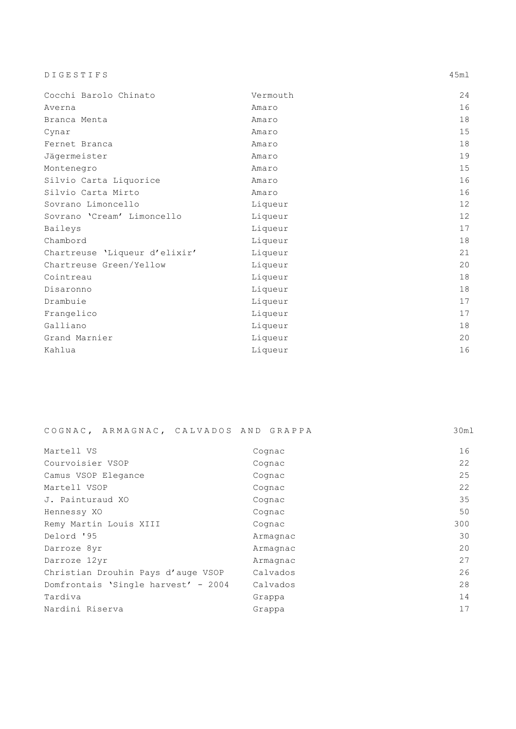## DIGESTIFS

| Item | Type | 45ml |
|---|---|---|
| Cocchi Barolo Chinato | Vermouth | 24 |
| Averna | Amaro | 16 |
| Branca Menta | Amaro | 18 |
| Cynar | Amaro | 15 |
| Fernet Branca | Amaro | 18 |
| Jägermeister | Amaro | 19 |
| Montenegro | Amaro | 15 |
| Silvio Carta Liquorice | Amaro | 16 |
| Silvio Carta Mirto | Amaro | 16 |
| Sovrano Limoncello | Liqueur | 12 |
| Sovrano 'Cream' Limoncello | Liqueur | 12 |
| Baileys | Liqueur | 17 |
| Chambord | Liqueur | 18 |
| Chartreuse 'Liqueur d'elixir' | Liqueur | 21 |
| Chartreuse Green/Yellow | Liqueur | 20 |
| Cointreau | Liqueur | 18 |
| Disaronno | Liqueur | 18 |
| Drambuie | Liqueur | 17 |
| Frangelico | Liqueur | 17 |
| Galliano | Liqueur | 18 |
| Grand Marnier | Liqueur | 20 |
| Kahlua | Liqueur | 16 |

## COGNAC, ARMAGNAC, CALVADOS AND GRAPPA

| Item | Type | 30ml |
|---|---|---|
| Martell VS | Cognac | 16 |
| Courvoisier VSOP | Cognac | 22 |
| Camus VSOP Elegance | Cognac | 25 |
| Martell VSOP | Cognac | 22 |
| J. Painturaud XO | Cognac | 35 |
| Hennessy XO | Cognac | 50 |
| Remy Martin Louis XIII | Cognac | 300 |
| Delord '95 | Armagnac | 30 |
| Darroze 8yr | Armagnac | 20 |
| Darroze 12yr | Armagnac | 27 |
| Christian Drouhin Pays d'auge VSOP | Calvados | 26 |
| Domfrontais 'Single harvest' - 2004 | Calvados | 28 |
| Tardiva | Grappa | 14 |
| Nardini Riserva | Grappa | 17 |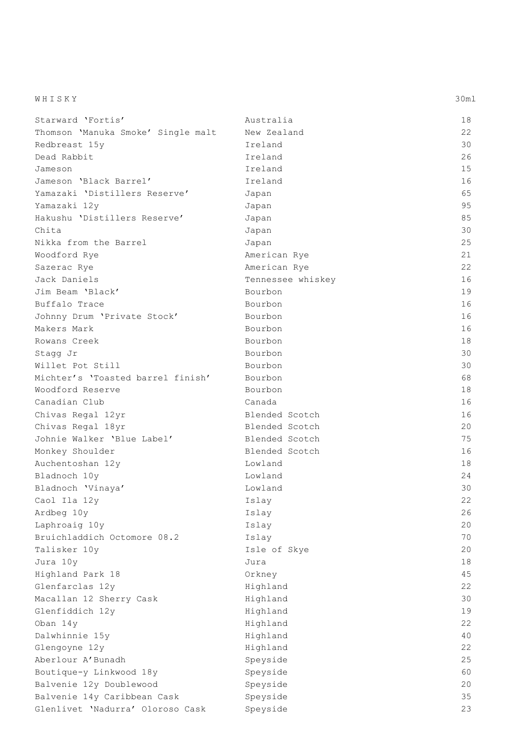| WHISKY | | 30ml |
|---|---|---|
| Starward 'Fortis' | Australia | 18 |
| Thomson 'Manuka Smoke' Single malt | New Zealand | 22 |
| Redbreast 15y | Ireland | 30 |
| Dead Rabbit | Ireland | 26 |
| Jameson | Ireland | 15 |
| Jameson 'Black Barrel' | Ireland | 16 |
| Yamazaki 'Distillers Reserve' | Japan | 65 |
| Yamazaki 12y | Japan | 95 |
| Hakushu 'Distillers Reserve' | Japan | 85 |
| Chita | Japan | 30 |
| Nikka from the Barrel | Japan | 25 |
| Woodford Rye | American Rye | 21 |
| Sazerac Rye | American Rye | 22 |
| Jack Daniels | Tennessee whiskey | 16 |
| Jim Beam 'Black' | Bourbon | 19 |
| Buffalo Trace | Bourbon | 16 |
| Johnny Drum 'Private Stock' | Bourbon | 16 |
| Makers Mark | Bourbon | 16 |
| Rowans Creek | Bourbon | 18 |
| Stagg Jr | Bourbon | 30 |
| Willet Pot Still | Bourbon | 30 |
| Michter's 'Toasted barrel finish' | Bourbon | 68 |
| Woodford Reserve | Bourbon | 18 |
| Canadian Club | Canada | 16 |
| Chivas Regal 12yr | Blended Scotch | 16 |
| Chivas Regal 18yr | Blended Scotch | 20 |
| Johnie Walker 'Blue Label' | Blended Scotch | 75 |
| Monkey Shoulder | Blended Scotch | 16 |
| Auchentoshan 12y | Lowland | 18 |
| Bladnoch 10y | Lowland | 24 |
| Bladnoch 'Vinaya' | Lowland | 30 |
| Caol Ila 12y | Islay | 22 |
| Ardbeg 10y | Islay | 26 |
| Laphroaig 10y | Islay | 20 |
| Bruichladdich Octomore 08.2 | Islay | 70 |
| Talisker 10y | Isle of Skye | 20 |
| Jura 10y | Jura | 18 |
| Highland Park 18 | Orkney | 45 |
| Glenfarclas 12y | Highland | 22 |
| Macallan 12 Sherry Cask | Highland | 30 |
| Glenfiddich 12y | Highland | 19 |
| Oban 14y | Highland | 22 |
| Dalwhinnie 15y | Highland | 40 |
| Glengoyne 12y | Highland | 22 |
| Aberlour A'Bunadh | Speyside | 25 |
| Boutique-y Linkwood 18y | Speyside | 60 |
| Balvenie 12y Doublewood | Speyside | 20 |
| Balvenie 14y Caribbean Cask | Speyside | 35 |
| Glenlivet 'Nadurra' Oloroso Cask | Speyside | 23 |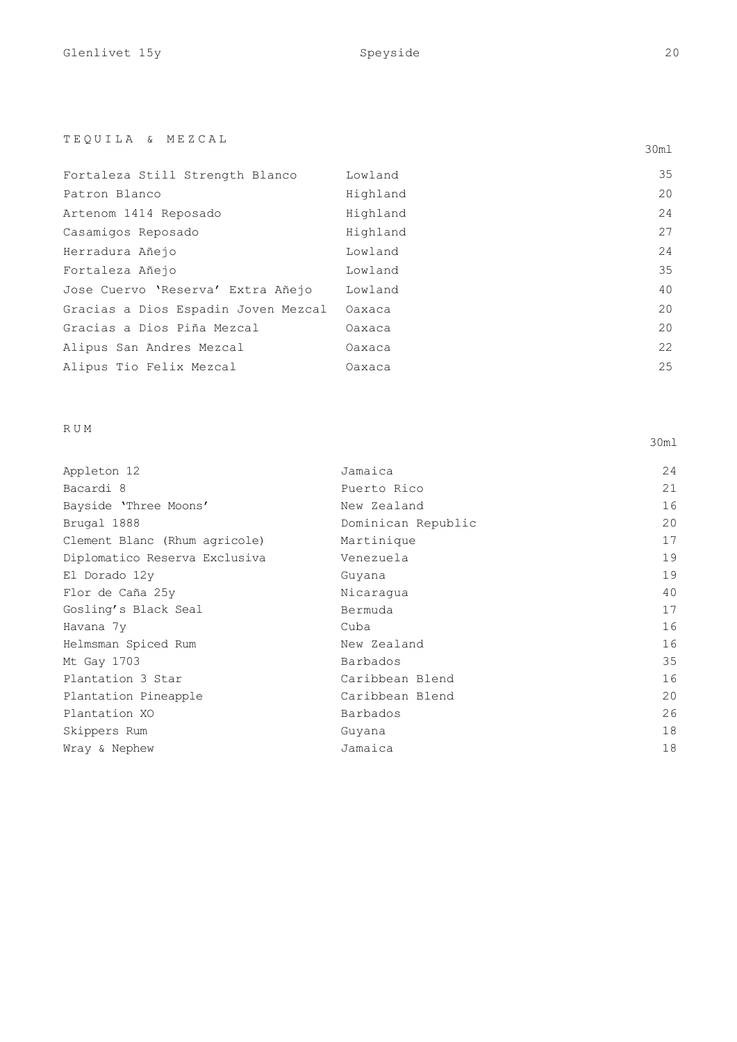| Glenlivet 15y | Speyside | 20 |
|---|---|---|

## TEQUILA & MEZCAL

| | | 30ml |
|---|---|---|
| Fortaleza Still Strength Blanco | Lowland | 35 |
| Patron Blanco | Highland | 20 |
| Artenom 1414 Reposado | Highland | 24 |
| Casamigos Reposado | Highland | 27 |
| Herradura Añejo | Lowland | 24 |
| Fortaleza Añejo | Lowland | 35 |
| Jose Cuervo 'Reserva' Extra Añejo | Lowland | 40 |
| Gracias a Dios Espadin Joven Mezcal | Oaxaca | 20 |
| Gracias a Dios Piña Mezcal | Oaxaca | 20 |
| Alipus San Andres Mezcal | Oaxaca | 22 |
| Alipus Tio Felix Mezcal | Oaxaca | 25 |

## RUM

| | | 30ml |
|---|---|---|
| Appleton 12 | Jamaica | 24 |
| Bacardi 8 | Puerto Rico | 21 |
| Bayside 'Three Moons' | New Zealand | 16 |
| Brugal 1888 | Dominican Republic | 20 |
| Clement Blanc (Rhum agricole) | Martinique | 17 |
| Diplomatico Reserva Exclusiva | Venezuela | 19 |
| El Dorado 12y | Guyana | 19 |
| Flor de Caña 25y | Nicaragua | 40 |
| Gosling's Black Seal | Bermuda | 17 |
| Havana 7y | Cuba | 16 |
| Helmsman Spiced Rum | New Zealand | 16 |
| Mt Gay 1703 | Barbados | 35 |
| Plantation 3 Star | Caribbean Blend | 16 |
| Plantation Pineapple | Caribbean Blend | 20 |
| Plantation XO | Barbados | 26 |
| Skippers Rum | Guyana | 18 |
| Wray & Nephew | Jamaica | 18 |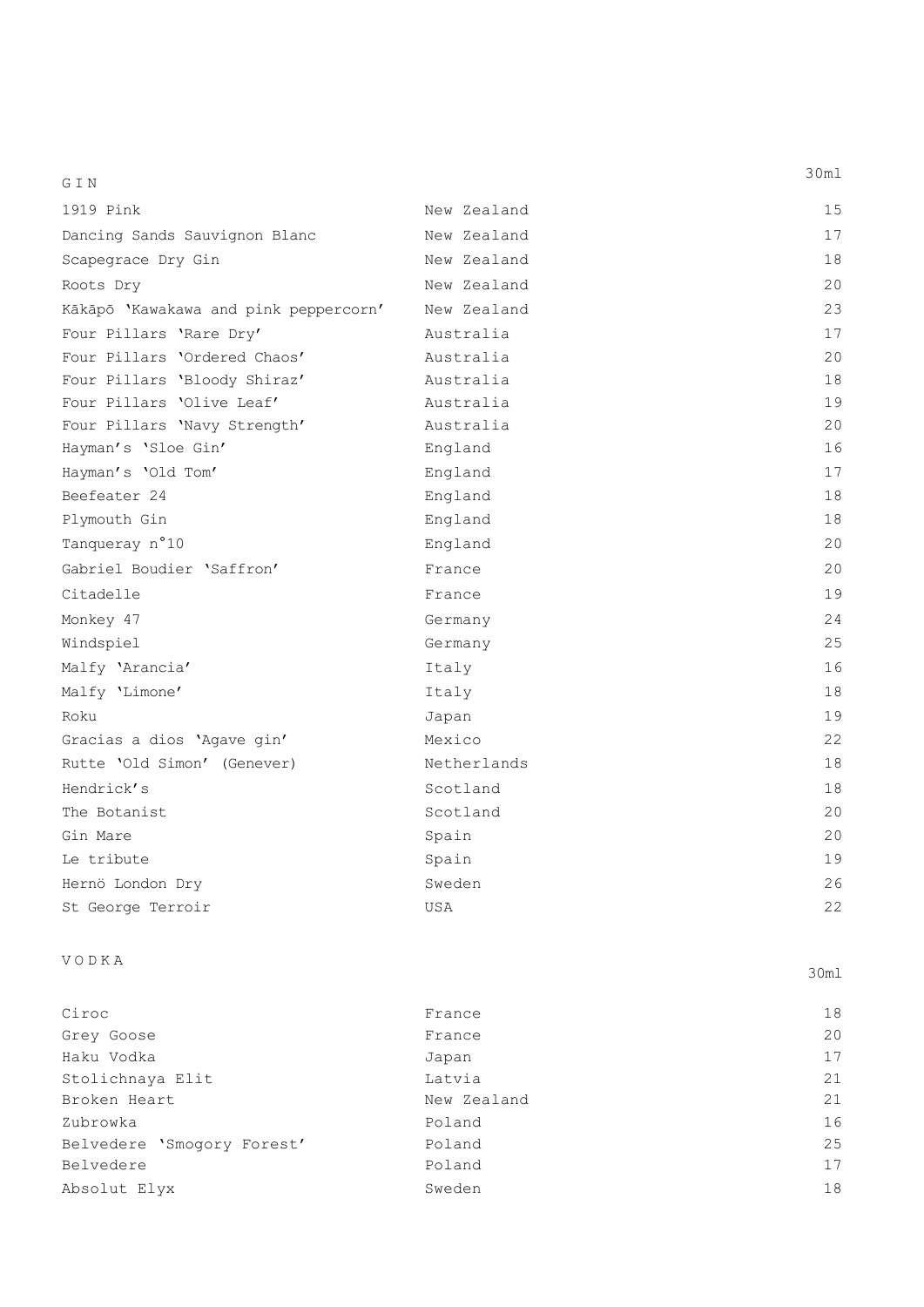## G I N

| | | 30ml |
| --- | --- | --- |
| 1919 Pink | New Zealand | 15 |
| Dancing Sands Sauvignon Blanc | New Zealand | 17 |
| Scapegrace Dry Gin | New Zealand | 18 |
| Roots Dry | New Zealand | 20 |
| Kākāpō 'Kawakawa and pink peppercorn' | New Zealand | 23 |
| Four Pillars 'Rare Dry' | Australia | 17 |
| Four Pillars 'Ordered Chaos' | Australia | 20 |
| Four Pillars 'Bloody Shiraz' | Australia | 18 |
| Four Pillars 'Olive Leaf' | Australia | 19 |
| Four Pillars 'Navy Strength' | Australia | 20 |
| Hayman's 'Sloe Gin' | England | 16 |
| Hayman's 'Old Tom' | England | 17 |
| Beefeater 24 | England | 18 |
| Plymouth Gin | England | 18 |
| Tanqueray n°10 | England | 20 |
| Gabriel Boudier 'Saffron' | France | 20 |
| Citadelle | France | 19 |
| Monkey 47 | Germany | 24 |
| Windspiel | Germany | 25 |
| Malfy 'Arancia' | Italy | 16 |
| Malfy 'Limone' | Italy | 18 |
| Roku | Japan | 19 |
| Gracias a dios 'Agave gin' | Mexico | 22 |
| Rutte 'Old Simon' (Genever) | Netherlands | 18 |
| Hendrick's | Scotland | 18 |
| The Botanist | Scotland | 20 |
| Gin Mare | Spain | 20 |
| Le tribute | Spain | 19 |
| Hernö London Dry | Sweden | 26 |
| St George Terroir | USA | 22 |

## V O D K A

| | | 30ml |
| --- | --- | --- |
| Ciroc | France | 18 |
| Grey Goose | France | 20 |
| Haku Vodka | Japan | 17 |
| Stolichnaya Elit | Latvia | 21 |
| Broken Heart | New Zealand | 21 |
| Zubrowka | Poland | 16 |
| Belvedere 'Smogory Forest' | Poland | 25 |
| Belvedere | Poland | 17 |
| Absolut Elyx | Sweden | 18 |